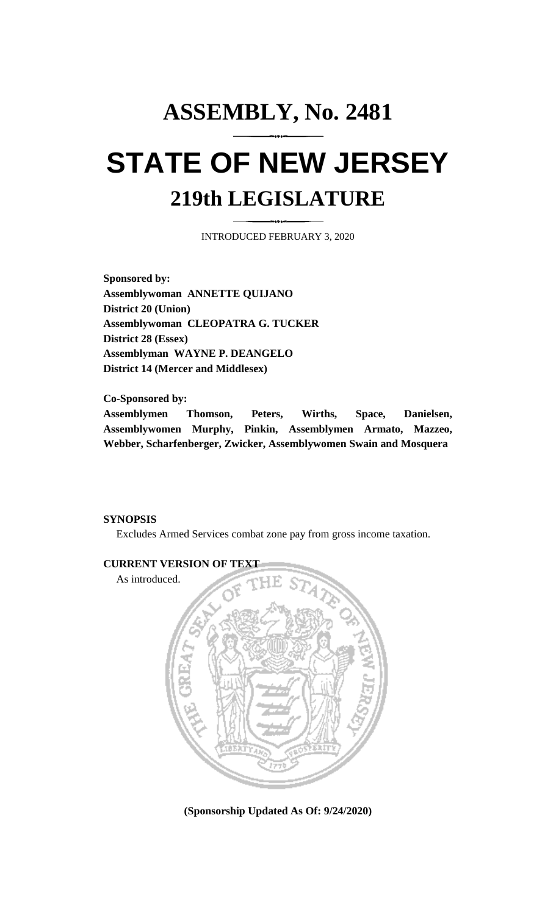# ASSEMBLY, No. 2481

# STATE OF NEW JERSEY

## 219th LEGISLATURE

INTRODUCED FEBRUARY 3, 2020

**Sponsored by:**
**Assemblywoman ANNETTE QUIJANO**
**District 20 (Union)**
**Assemblywoman CLEOPATRA G. TUCKER**
**District 28 (Essex)**
**Assemblyman WAYNE P. DEANGELO**
**District 14 (Mercer and Middlesex)**

**Co-Sponsored by:**
**Assemblymen Thomson, Peters, Wirths, Space, Danielsen, Assemblywomen Murphy, Pinkin, Assemblymen Armato, Mazzeo, Webber, Scharfenberger, Zwicker, Assemblywomen Swain and Mosquera**

**SYNOPSIS**

Excludes Armed Services combat zone pay from gross income taxation.

**CURRENT VERSION OF TEXT**

As introduced.

**(Sponsorship Updated As Of: 9/24/2020)**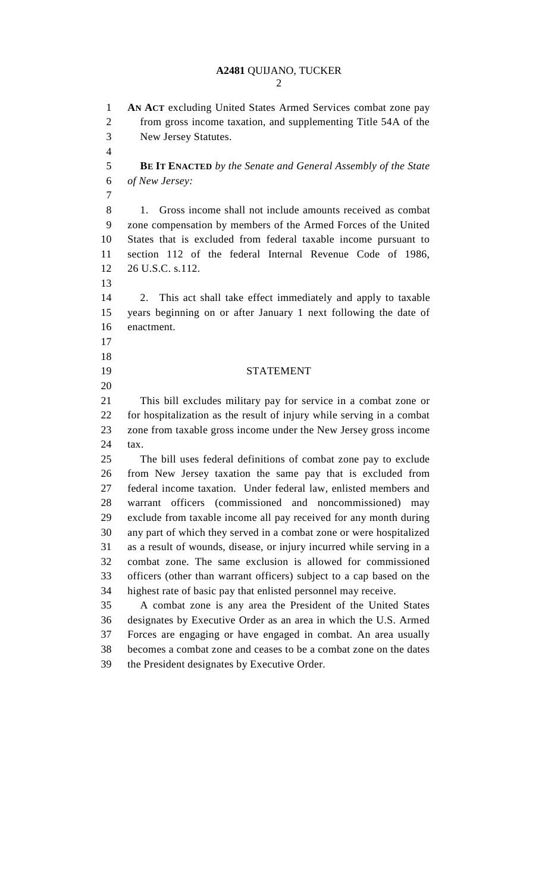**AN ACT** excluding United States Armed Services combat zone pay from gross income taxation, and supplementing Title 54A of the New Jersey Statutes.

**BE IT ENACTED** *by the Senate and General Assembly of the State of New Jersey:*

1. Gross income shall not include amounts received as combat zone compensation by members of the Armed Forces of the United States that is excluded from federal taxable income pursuant to section 112 of the federal Internal Revenue Code of 1986, 26 U.S.C. s.112.

2. This act shall take effect immediately and apply to taxable years beginning on or after January 1 next following the date of enactment.

## STATEMENT

This bill excludes military pay for service in a combat zone or for hospitalization as the result of injury while serving in a combat zone from taxable gross income under the New Jersey gross income tax.

The bill uses federal definitions of combat zone pay to exclude from New Jersey taxation the same pay that is excluded from federal income taxation. Under federal law, enlisted members and warrant officers (commissioned and noncommissioned) may exclude from taxable income all pay received for any month during any part of which they served in a combat zone or were hospitalized as a result of wounds, disease, or injury incurred while serving in a combat zone. The same exclusion is allowed for commissioned officers (other than warrant officers) subject to a cap based on the highest rate of basic pay that enlisted personnel may receive.

A combat zone is any area the President of the United States designates by Executive Order as an area in which the U.S. Armed Forces are engaging or have engaged in combat. An area usually becomes a combat zone and ceases to be a combat zone on the dates the President designates by Executive Order.